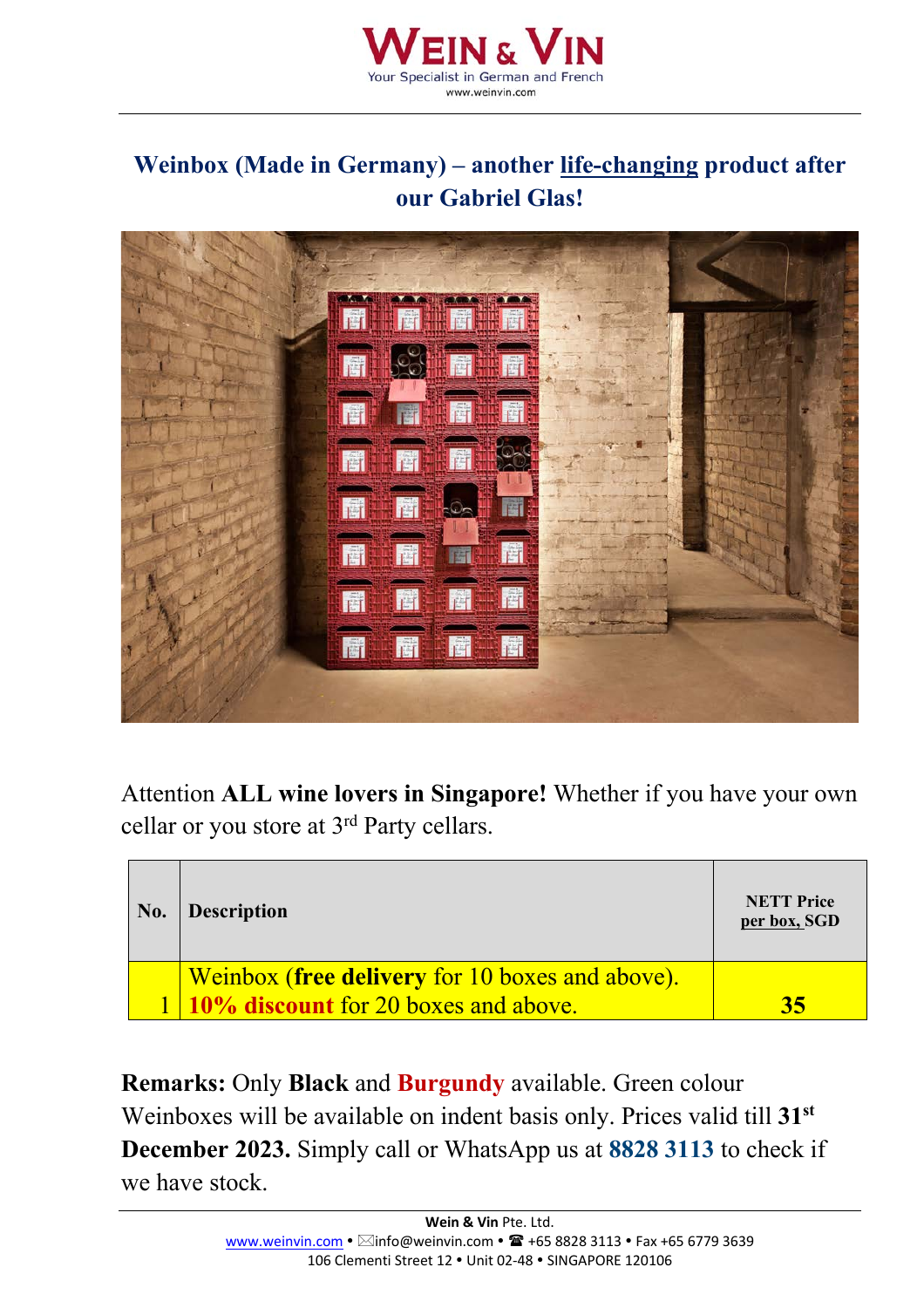# WEIN & VIN

Your Specialist in German and French

www.weinvin.com

## Weinbox (Made in Germany) – another life-changing product after our Gabriel Glas!

Attention **ALL wine lovers in Singapore!** Whether if you have your own cellar or you store at 3rd Party cellars.

| No. | Description | NETT Price per box, SGD |
|---|---|---|
| 1 | Weinbox (**free delivery** for 10 boxes and above). **10% discount** for 20 boxes and above. | **35** |

**Remarks:** Only **Black** and **Burgundy** available. Green colour Weinboxes will be available on indent basis only. Prices valid till **31st December 2023.** Simply call or WhatsApp us at **8828 3113** to check if we have stock.

**Wein & Vin** Pte. Ltd.
www.weinvin.com • info@weinvin.com • +65 8828 3113 • Fax +65 6779 3639
106 Clementi Street 12 • Unit 02-48 • SINGAPORE 120106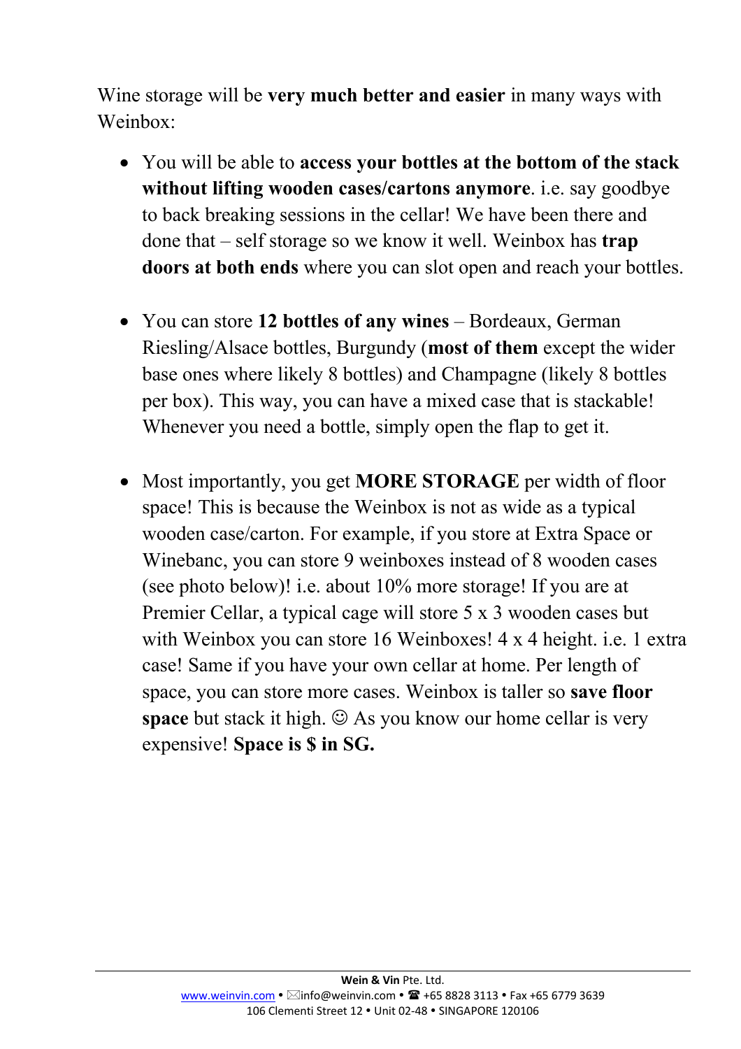Wine storage will be **very much better and easier** in many ways with Weinbox:

- You will be able to **access your bottles at the bottom of the stack without lifting wooden cases/cartons anymore**. i.e. say goodbye to back breaking sessions in the cellar! We have been there and done that – self storage so we know it well. Weinbox has **trap doors at both ends** where you can slot open and reach your bottles.

- You can store **12 bottles of any wines** – Bordeaux, German Riesling/Alsace bottles, Burgundy (**most of them** except the wider base ones where likely 8 bottles) and Champagne (likely 8 bottles per box). This way, you can have a mixed case that is stackable! Whenever you need a bottle, simply open the flap to get it.

- Most importantly, you get **MORE STORAGE** per width of floor space! This is because the Weinbox is not as wide as a typical wooden case/carton. For example, if you store at Extra Space or Winebanc, you can store 9 weinboxes instead of 8 wooden cases (see photo below)! i.e. about 10% more storage! If you are at Premier Cellar, a typical cage will store 5 x 3 wooden cases but with Weinbox you can store 16 Weinboxes! 4 x 4 height. i.e. 1 extra case! Same if you have your own cellar at home. Per length of space, you can store more cases. Weinbox is taller so **save floor space** but stack it high. ☺ As you know our home cellar is very expensive! **Space is $ in SG.**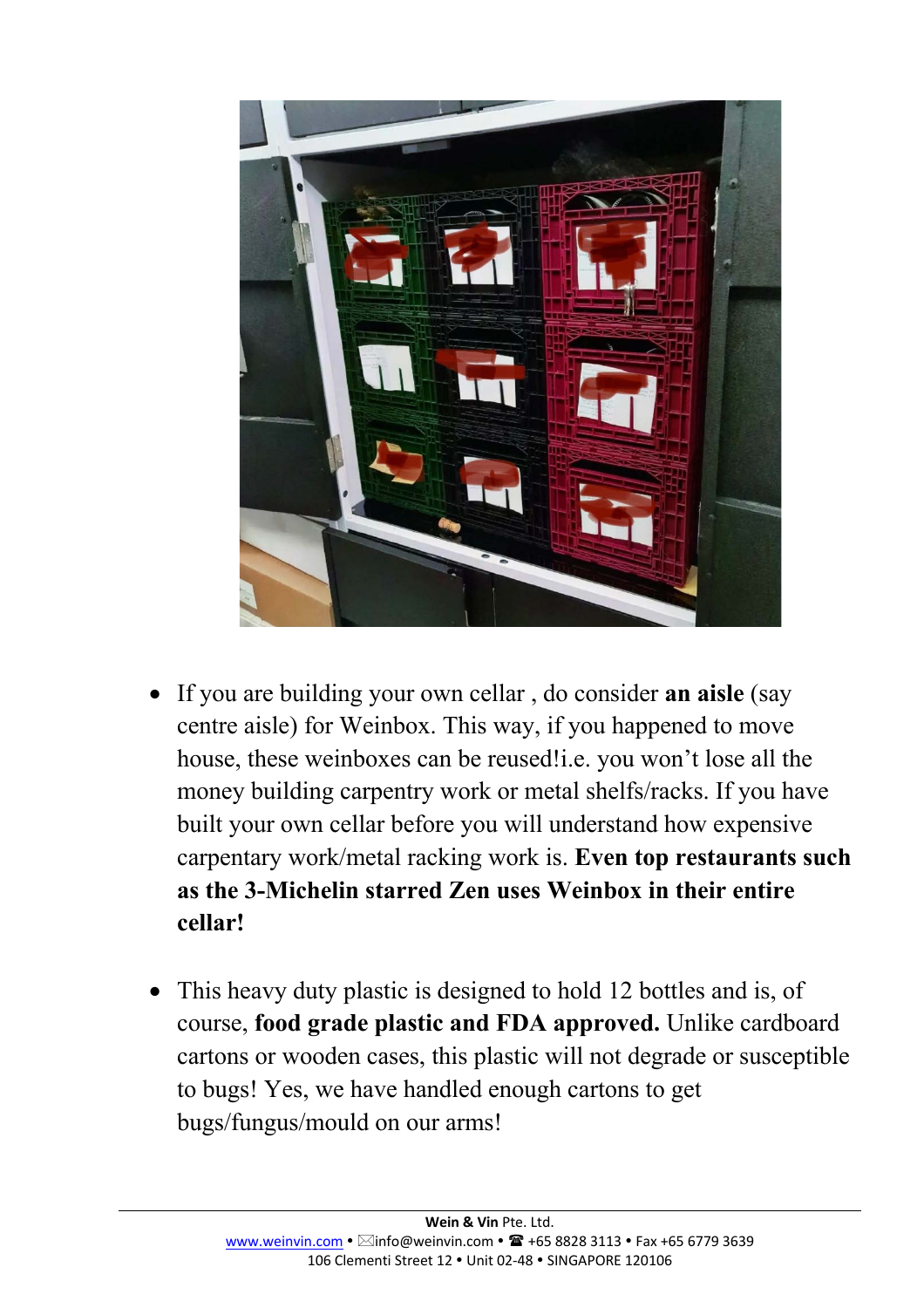- If you are building your own cellar , do consider **an aisle** (say centre aisle) for Weinbox. This way, if you happened to move house, these weinboxes can be reused!i.e. you won't lose all the money building carpentry work or metal shelfs/racks. If you have built your own cellar before you will understand how expensive carpentary work/metal racking work is. **Even top restaurants such as the 3-Michelin starred Zen uses Weinbox in their entire cellar!**

- This heavy duty plastic is designed to hold 12 bottles and is, of course, **food grade plastic and FDA approved.** Unlike cardboard cartons or wooden cases, this plastic will not degrade or susceptible to bugs! Yes, we have handled enough cartons to get bugs/fungus/mould on our arms!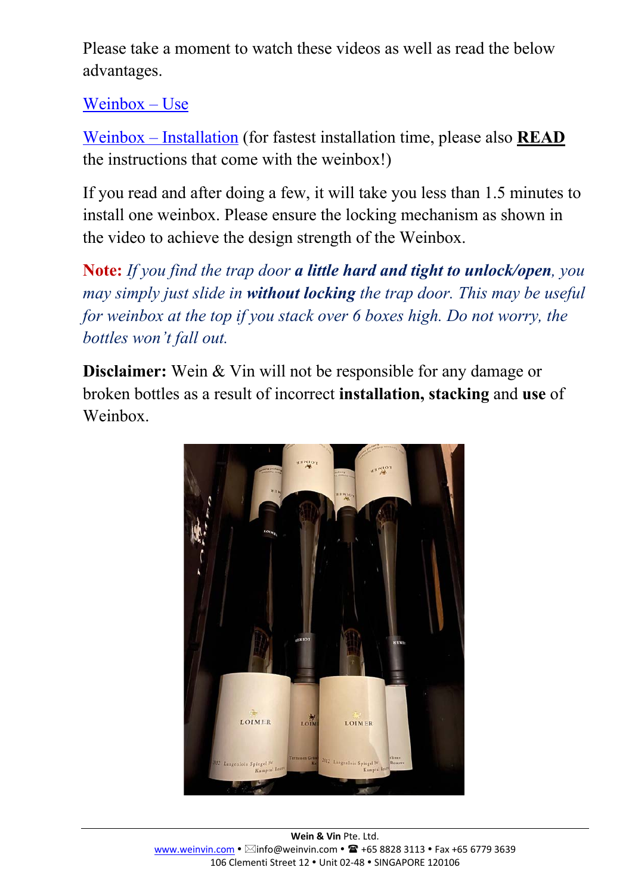Please take a moment to watch these videos as well as read the below advantages.

[Weinbox – Use]

[Weinbox – Installation] (for fastest installation time, please also **READ** the instructions that come with the weinbox!)

If you read and after doing a few, it will take you less than 1.5 minutes to install one weinbox. Please ensure the locking mechanism as shown in the video to achieve the design strength of the Weinbox.

**Note:** *If you find the trap door **a little hard and tight to unlock/open**, you may simply just slide in **without locking** the trap door. This may be useful for weinbox at the top if you stack over 6 boxes high. Do not worry, the bottles won't fall out.*

**Disclaimer:** Wein & Vin will not be responsible for any damage or broken bottles as a result of incorrect **installation, stacking** and **use** of Weinbox.